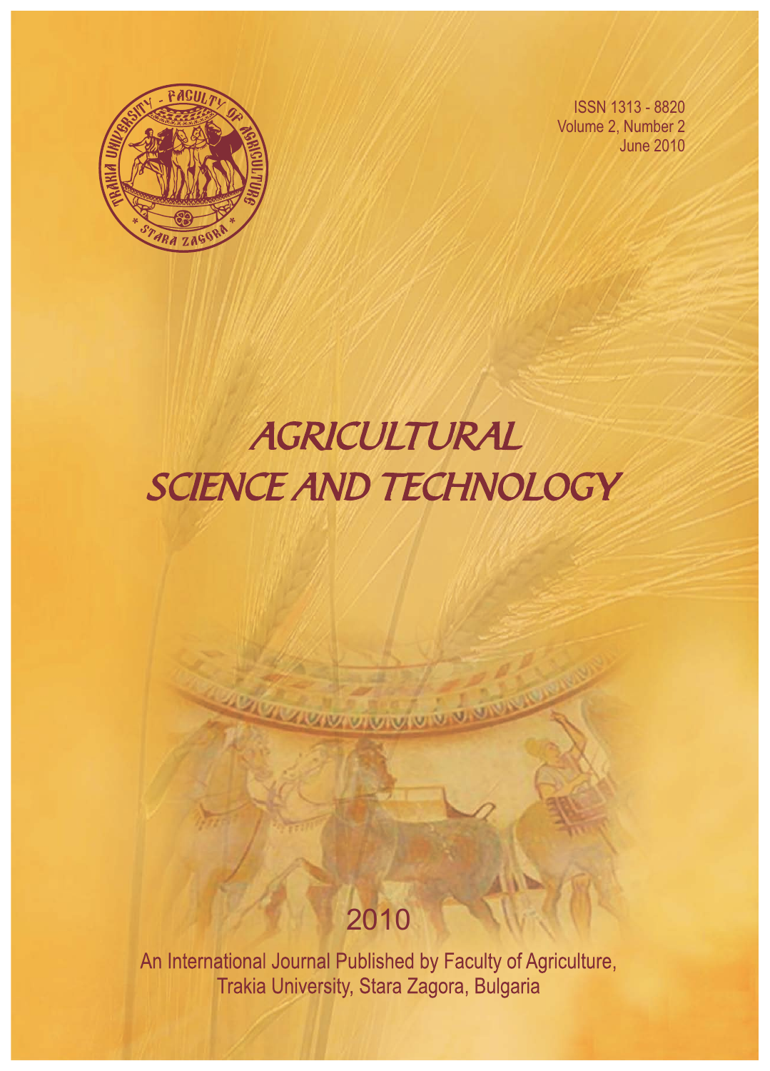ISSN 1313 - 8820
Volume 2, Number 2
June 2010

# AGRICULTURAL SCIENCE AND TECHNOLOGY

2010

An International Journal Published by Faculty of Agriculture, Trakia University, Stara Zagora, Bulgaria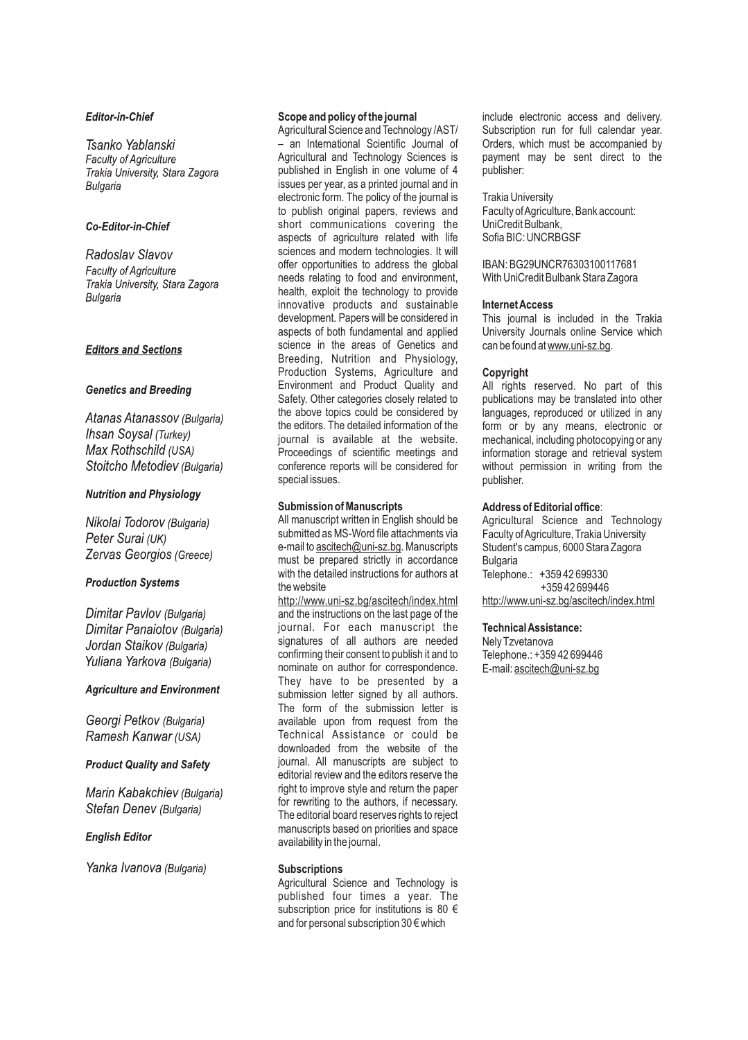***Editor-in-Chief***

*Tsanko Yablanski*
*Faculty of Agriculture*
*Trakia University, Stara Zagora*
*Bulgaria*

***Co-Editor-in-Chief***

*Radoslav Slavov*
*Faculty of Agriculture*
*Trakia University, Stara Zagora*
*Bulgaria*

***Editors and Sections***

***Genetics and Breeding***

*Atanas Atanassov (Bulgaria)*
*Ihsan Soysal (Turkey)*
*Max Rothschild (USA)*
*Stoitcho Metodiev (Bulgaria)*

***Nutrition and Physiology***

*Nikolai Todorov (Bulgaria)*
*Peter Surai (UK)*
*Zervas Georgios (Greece)*

***Production Systems***

*Dimitar Pavlov (Bulgaria)*
*Dimitar Panaiotov (Bulgaria)*
*Jordan Staikov (Bulgaria)*
*Yuliana Yarkova (Bulgaria)*

***Agriculture and Environment***

*Georgi Petkov (Bulgaria)*
*Ramesh Kanwar (USA)*

***Product Quality and Safety***

*Marin Kabakchiev (Bulgaria)*
*Stefan Denev (Bulgaria)*

***English Editor***

*Yanka Ivanova (Bulgaria)*

**Scope and policy of the journal**

Agricultural Science and Technology /AST/ – an International Scientific Journal of Agricultural and Technology Sciences is published in English in one volume of 4 issues per year, as a printed journal and in electronic form. The policy of the journal is to publish original papers, reviews and short communications covering the aspects of agriculture related with life sciences and modern technologies. It will offer opportunities to address the global needs relating to food and environment, health, exploit the technology to provide innovative products and sustainable development. Papers will be considered in aspects of both fundamental and applied science in the areas of Genetics and Breeding, Nutrition and Physiology, Production Systems, Agriculture and Environment and Product Quality and Safety. Other categories closely related to the above topics could be considered by the editors. The detailed information of the journal is available at the website. Proceedings of scientific meetings and conference reports will be considered for special issues.

**Submission of Manuscripts**

All manuscript written in English should be submitted as MS-Word file attachments via e-mail to ascitech@uni-sz.bg. Manuscripts must be prepared strictly in accordance with the detailed instructions for authors at the website http://www.uni-sz.bg/ascitech/index.html and the instructions on the last page of the journal. For each manuscript the signatures of all authors are needed confirming their consent to publish it and to nominate on author for correspondence. They have to be presented by a submission letter signed by all authors. The form of the submission letter is available upon from request from the Technical Assistance or could be downloaded from the website of the journal. All manuscripts are subject to editorial review and the editors reserve the right to improve style and return the paper for rewriting to the authors, if necessary. The editorial board reserves rights to reject manuscripts based on priorities and space availability in the journal.

**Subscriptions**

Agricultural Science and Technology is published four times a year. The subscription price for institutions is 80 € and for personal subscription 30 € which include electronic access and delivery. Subscription run for full calendar year. Orders, which must be accompanied by payment may be sent direct to the publisher:

Trakia University
Faculty of Agriculture, Bank account:
UniCredit Bulbank,
Sofia BIC: UNCRBGSF

IBAN: BG29UNCR76303100117681
With UniCredit Bulbank Stara Zagora

**Internet Access**

This journal is included in the Trakia University Journals online Service which can be found at www.uni-sz.bg.

**Copyright**

All rights reserved. No part of this publications may be translated into other languages, reproduced or utilized in any form or by any means, electronic or mechanical, including photocopying or any information storage and retrieval system without permission in writing from the publisher.

**Address of Editorial office**:

Agricultural Science and Technology
Faculty of Agriculture, Trakia University
Student's campus, 6000 Stara Zagora
Bulgaria
Telephone.: +359 42 699330
+359 42 699446
http://www.uni-sz.bg/ascitech/index.html

**Technical Assistance:**

Nely Tzvetanova
Telephone.: +359 42 699446
E-mail: ascitech@uni-sz.bg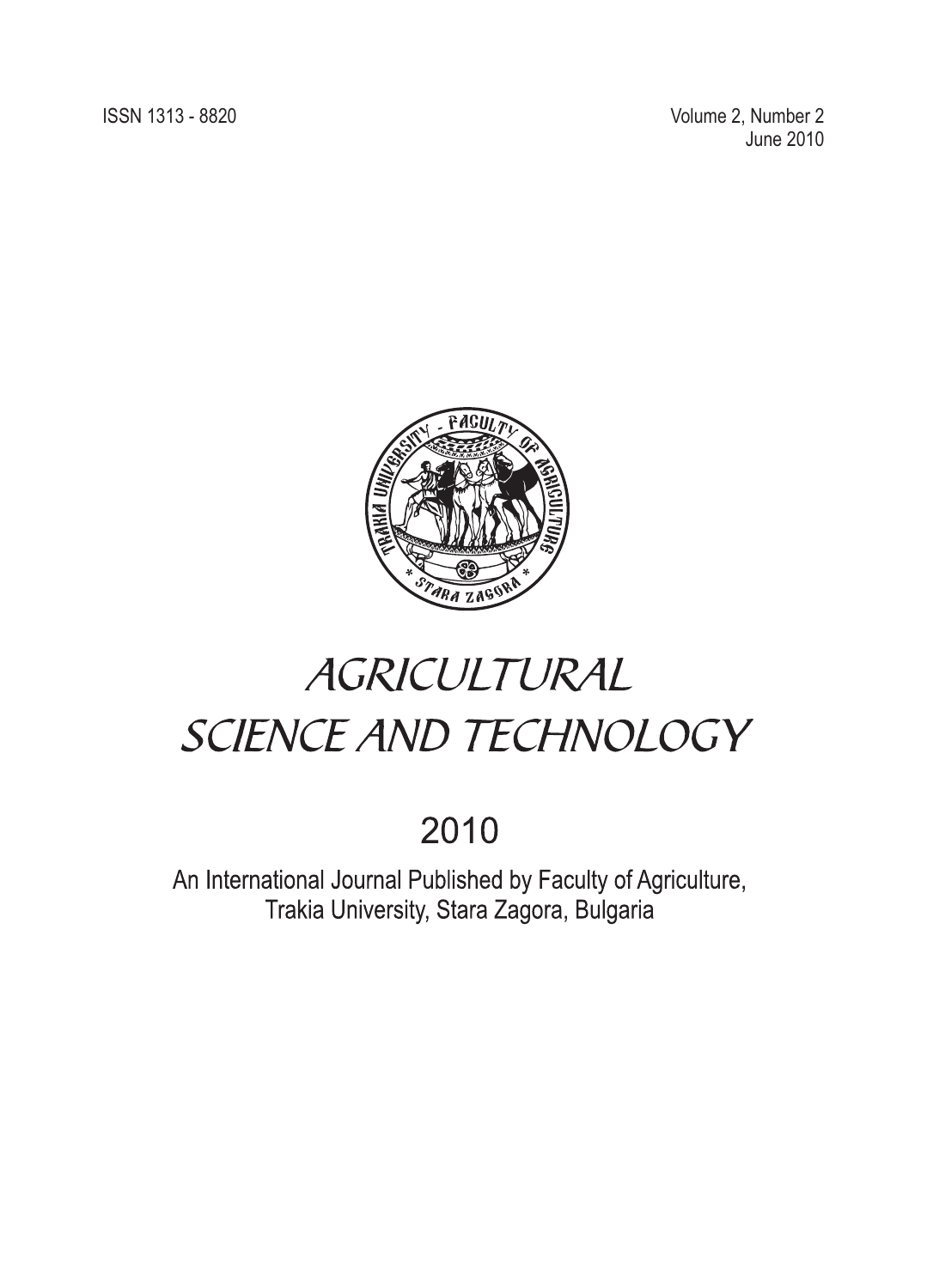ISSN 1313 - 8820

Volume 2, Number 2
June 2010

# AGRICULTURAL SCIENCE AND TECHNOLOGY

2010

An International Journal Published by Faculty of Agriculture,
Trakia University, Stara Zagora, Bulgaria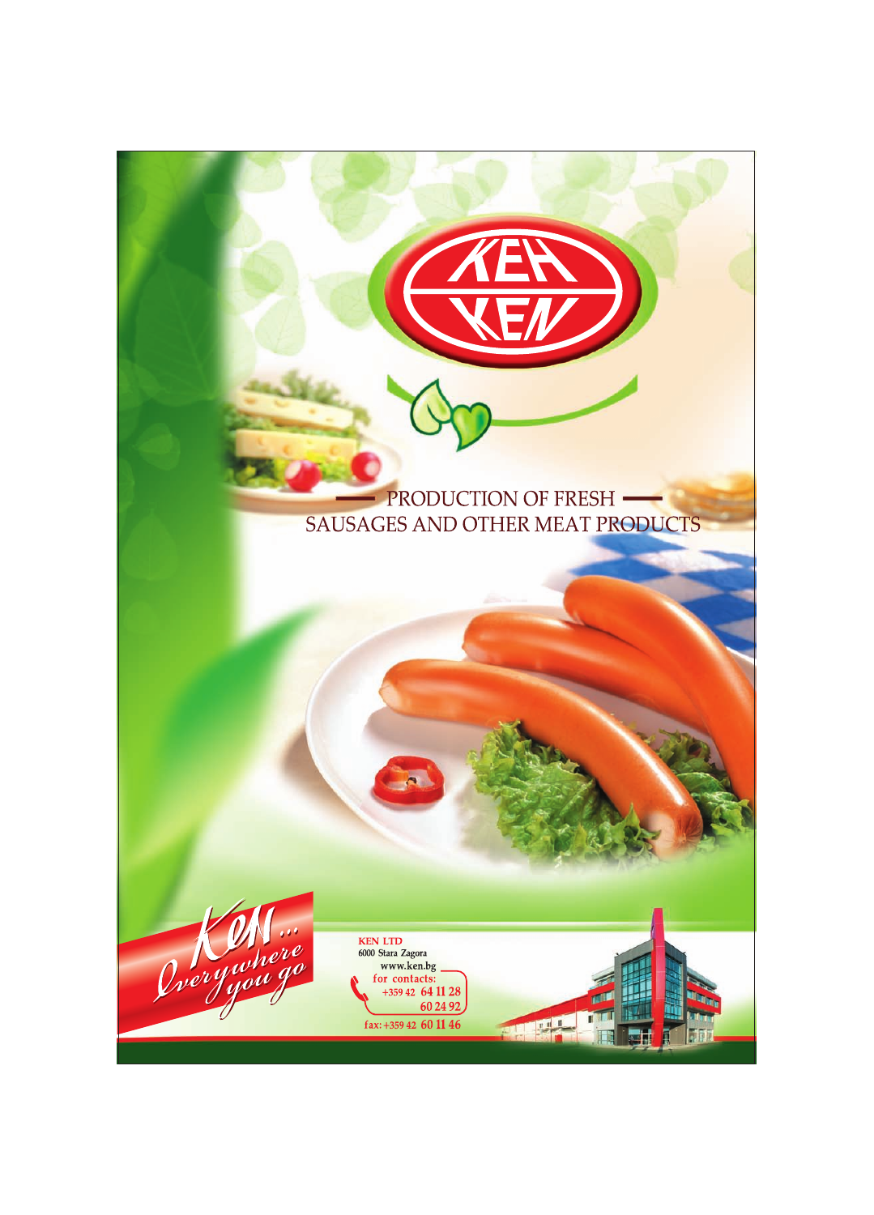КЕН

KEN

PRODUCTION OF FRESH SAUSAGES AND OTHER MEAT PRODUCTS

Ken... Everywhere you go

**KEN LTD**
6000 Stara Zagora
www.ken.bg
for contacts:
+359 42 64 11 28
60 24 92
fax: +359 42 60 11 46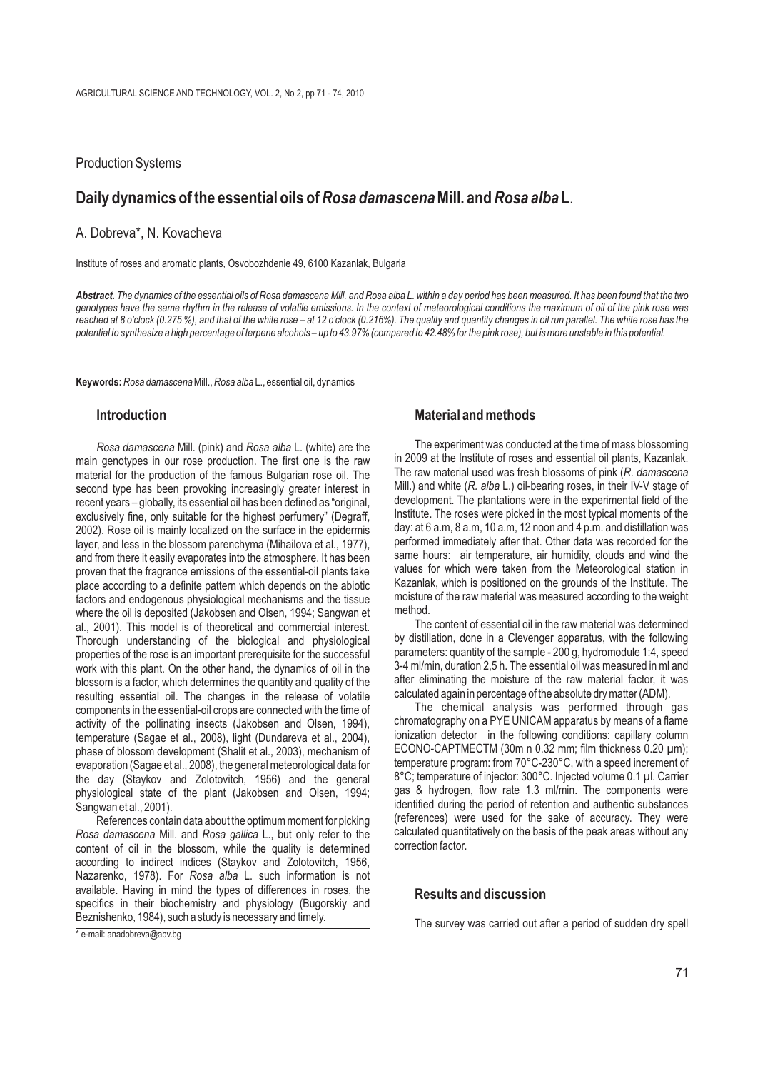Production Systems

# Daily dynamics of the essential oils of *Rosa damascena* Mill. and *Rosa alba* L.

A. Dobreva*, N. Kovacheva

Institute of roses and aromatic plants, Osvobozhdenie 49, 6100 Kazanlak, Bulgaria

***Abstract.*** *The dynamics of the essential oils of Rosa damascena Mill. and Rosa alba L. within a day period has been measured. It has been found that the two genotypes have the same rhythm in the release of volatile emissions. In the context of meteorological conditions the maximum of oil of the pink rose was reached at 8 o'clock (0.275 %), and that of the white rose – at 12 o'clock (0.216%). The quality and quantity changes in oil run parallel. The white rose has the potential to synthesize a high percentage of terpene alcohols – up to 43.97% (compared to 42.48% for the pink rose), but is more unstable in this potential.*

**Keywords:** *Rosa damascena* Mill., *Rosa alba* L., essential oil, dynamics

## Introduction

*Rosa damascena* Mill. (pink) and *Rosa alba* L. (white) are the main genotypes in our rose production. The first one is the raw material for the production of the famous Bulgarian rose oil. The second type has been provoking increasingly greater interest in recent years – globally, its essential oil has been defined as "original, exclusively fine, only suitable for the highest perfumery" (Degraff, 2002). Rose oil is mainly localized on the surface in the epidermis layer, and less in the blossom parenchyma (Mihailova et al., 1977), and from there it easily evaporates into the atmosphere. It has been proven that the fragrance emissions of the essential-oil plants take place according to a definite pattern which depends on the abiotic factors and endogenous physiological mechanisms and the tissue where the oil is deposited (Jakobsen and Olsen, 1994; Sangwan et al., 2001). This model is of theoretical and commercial interest. Thorough understanding of the biological and physiological properties of the rose is an important prerequisite for the successful work with this plant. On the other hand, the dynamics of oil in the blossom is a factor, which determines the quantity and quality of the resulting essential oil. The changes in the release of volatile components in the essential-oil crops are connected with the time of activity of the pollinating insects (Jakobsen and Olsen, 1994), temperature (Sagae et al., 2008), light (Dundareva et al., 2004), phase of blossom development (Shalit et al., 2003), mechanism of evaporation (Sagae et al., 2008), the general meteorological data for the day (Staykov and Zolotovitch, 1956) and the general physiological state of the plant (Jakobsen and Olsen, 1994; Sangwan et al., 2001).

References contain data about the optimum moment for picking *Rosa damascena* Mill. and *Rosa gallica* L., but only refer to the content of oil in the blossom, while the quality is determined according to indirect indices (Staykov and Zolotovitch, 1956, Nazarenko, 1978). For *Rosa alba* L. such information is not available. Having in mind the types of differences in roses, the specifics in their biochemistry and physiology (Bugorskiy and Beznishenko, 1984), such a study is necessary and timely.

\* e-mail: anadobreva@abv.bg

## Material and methods

The experiment was conducted at the time of mass blossoming in 2009 at the Institute of roses and essential oil plants, Kazanlak. The raw material used was fresh blossoms of pink (*R. damascena* Mill.) and white (*R. alba* L.) oil-bearing roses, in their IV-V stage of development. The plantations were in the experimental field of the Institute. The roses were picked in the most typical moments of the day: at 6 a.m, 8 a.m, 10 a.m, 12 noon and 4 p.m. and distillation was performed immediately after that. Other data was recorded for the same hours: air temperature, air humidity, clouds and wind the values for which were taken from the Meteorological station in Kazanlak, which is positioned on the grounds of the Institute. The moisture of the raw material was measured according to the weight method.

The content of essential oil in the raw material was determined by distillation, done in a Clevenger apparatus, with the following parameters: quantity of the sample - 200 g, hydromodule 1:4, speed 3-4 ml/min, duration 2,5 h. The essential oil was measured in ml and after eliminating the moisture of the raw material factor, it was calculated again in percentage of the absolute dry matter (ADM).

The chemical analysis was performed through gas chromatography on a PYE UNICAM apparatus by means of a flame ionization detector in the following conditions: capillary column ECONO-CAPTMECTM (30m n 0.32 mm; film thickness 0.20 µm); temperature program: from 70°C-230°C, with a speed increment of 8°C; temperature of injector: 300°C. Injected volume 0.1 µl. Carrier gas & hydrogen, flow rate 1.3 ml/min. The components were identified during the period of retention and authentic substances (references) were used for the sake of accuracy. They were calculated quantitatively on the basis of the peak areas without any correction factor.

## Results and discussion

The survey was carried out after a period of sudden dry spell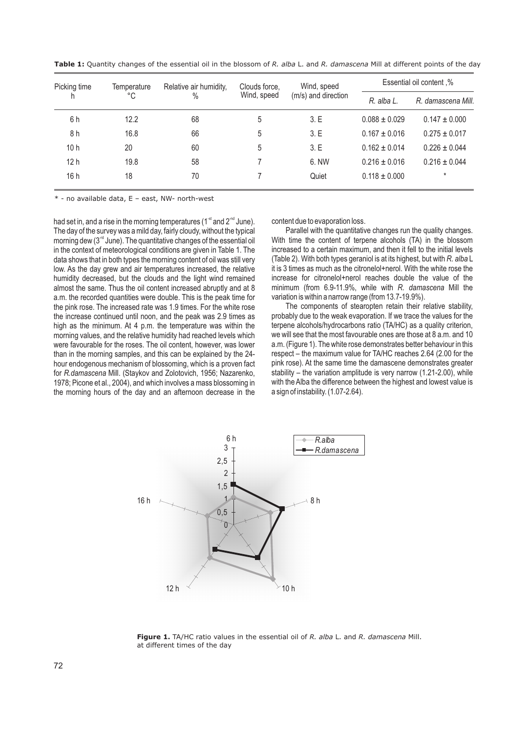**Table 1:** Quantity changes of the essential oil in the blossom of *R. alba* L. and *R. damascena* Mill at different points of the day

| Picking time h | Temperature °C | Relative air humidity, % | Clouds force, Wind, speed | Wind, speed (m/s) and direction | Essential oil content ,% | |
|---|---|---|---|---|---|---|
| | | | | | *R. alba L.* | *R. damascena Mill.* |
| 6 h | 12.2 | 68 | 5 | 3. E | 0.088 ± 0.029 | 0.147 ± 0.000 |
| 8 h | 16.8 | 66 | 5 | 3. E | 0.167 ± 0.016 | 0.275 ± 0.017 |
| 10 h | 20 | 60 | 5 | 3. E | 0.162 ± 0.014 | 0.226 ± 0.044 |
| 12 h | 19.8 | 58 | 7 | 6. NW | 0.216 ± 0.016 | 0.216 ± 0.044 |
| 16 h | 18 | 70 | 7 | Quiet | 0.118 ± 0.000 | * |

* - no available data, E – east, NW- north-west

had set in, and a rise in the morning temperatures (1st and 2nd June). The day of the survey was a mild day, fairly cloudy, without the typical morning dew (3rd June). The quantitative changes of the essential oil in the context of meteorological conditions are given in Table 1. The data shows that in both types the morning content of oil was still very low. As the day grew and air temperatures increased, the relative humidity decreased, but the clouds and the light wind remained almost the same. Thus the oil content increased abruptly and at 8 a.m. the recorded quantities were double. This is the peak time for the pink rose. The increased rate was 1.9 times. For the white rose the increase continued until noon, and the peak was 2.9 times as high as the minimum. At 4 p.m. the temperature was within the morning values, and the relative humidity had reached levels which were favourable for the roses. The oil content, however, was lower than in the morning samples, and this can be explained by the 24-hour endogenous mechanism of blossoming, which is a proven fact for *R.damascena* Mill. (Staykov and Zolotovich, 1956; Nazarenko, 1978; Picone et al., 2004), and which involves a mass blossoming in the morning hours of the day and an afternoon decrease in the content due to evaporation loss.

Parallel with the quantitative changes run the quality changes. With time the content of terpene alcohols (TA) in the blossom increased to a certain maximum, and then it fell to the initial levels (Table 2). With both types geraniol is at its highest, but with *R. alba* L it is 3 times as much as the citronelol+nerol. With the white rose the increase for citronelol+nerol reaches double the value of the minimum (from 6.9-11.9%, while with *R. damascena* Mill the variation is within a narrow range (from 13.7-19.9%).

The components of stearopten retain their relative stability, probably due to the weak evaporation. If we trace the values for the terpene alcohols/hydrocarbons ratio (TA/HC) as a quality criterion, we will see that the most favourable ones are those at 8 a.m. and 10 a.m. (Figure 1). The white rose demonstrates better behaviour in this respect – the maximum value for TA/HC reaches 2.64 (2.00 for the pink rose). At the same time the damascene demonstrates greater stability – the variation amplitude is very narrow (1.21-2.00), while with the Alba the difference between the highest and lowest value is a sign of instability. (1.07-2.64).

**Figure 1.** TA/HC ratio values in the essential oil of *R. alba* L. and *R. damascena* Mill. at different times of the day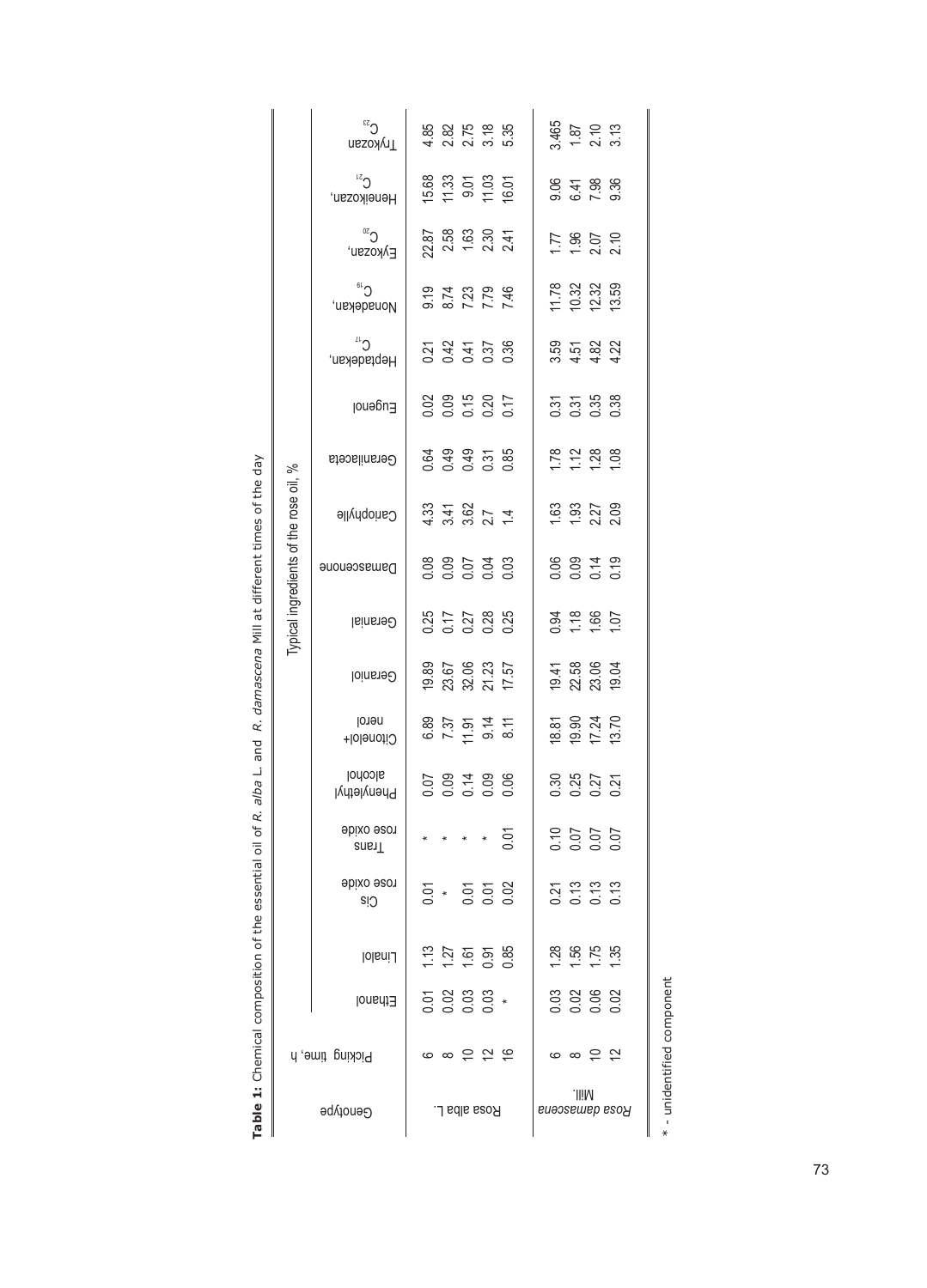**Table 1:** Chemical composition of the essential oil of *R. alba* L. and *R. damascena* Mill at different times of the day

| Genotype | Picking time, h | Typical ingredients of the rose oil, % | | | | | | | | | | | | | | | | | |
|---|---|---|---|---|---|---|---|---|---|---|---|---|---|---|---|---|---|---|---|
| | | Ethanol | Linalol | Cis rose oxide | Trans rose oxide | Phenylethyl alcohol | Citonelol+ nerol | Geraniol | Geranial | Damascenone | Cariophylle | Geranilaceta | Eugenol | Heptadekan, $C_{17}$ | Nonadekan, $C_{19}$ | Eykozan, $C_{20}$ | Heneikozan, $C_{21}$ | Trykozan $C_{23}$ |
| Rosa alba L. | 6 | 0.01 | 1.13 | 0.01 | * | 0.07 | 6.89 | 19.89 | 0.25 | 0.08 | 4.33 | 0.64 | 0.02 | 0.21 | 9.19 | 22.87 | 15.68 | 4.85 |
| | 8 | 0.02 | 1.27 | * | * | 0.09 | 7.37 | 23.67 | 0.17 | 0.09 | 3.41 | 0.49 | 0.09 | 0.42 | 8.74 | 2.58 | 11.33 | 2.82 |
| | 10 | 0.03 | 1.61 | 0.01 | * | 0.14 | 11.91 | 32.06 | 0.27 | 0.07 | 3.62 | 0.49 | 0.15 | 0.41 | 7.23 | 1.63 | 9.01 | 2.75 |
| | 12 | 0.03 | 0.91 | 0.01 | * | 0.09 | 9.14 | 21.23 | 0.28 | 0.04 | 2.7 | 0.31 | 0.20 | 0.37 | 7.79 | 2.30 | 11.03 | 3.18 |
| | 16 | * | 0.85 | 0.02 | 0.01 | 0.06 | 8.11 | 17.57 | 0.25 | 0.03 | 1.4 | 0.85 | 0.17 | 0.36 | 7.46 | 2.41 | 16.01 | 5.35 |
| *Rosa damascena* Mill. | 6 | 0.03 | 1.28 | 0.21 | 0.10 | 0.30 | 18.81 | 19.41 | 0.94 | 0.06 | 1.63 | 1.78 | 0.31 | 3.59 | 11.78 | 1.77 | 9.06 | 3.465 |
| | 8 | 0.02 | 1.56 | 0.13 | 0.07 | 0.25 | 19.90 | 22.58 | 1.18 | 0.09 | 1.93 | 1.12 | 0.31 | 4.51 | 10.32 | 1.96 | 6.41 | 1.87 |
| | 10 | 0.06 | 1.75 | 0.13 | 0.07 | 0.27 | 17.24 | 23.06 | 1.66 | 0.14 | 2.27 | 1.28 | 0.35 | 4.82 | 12.32 | 2.07 | 7.98 | 2.10 |
| | 12 | 0.02 | 1.35 | 0.13 | 0.07 | 0.21 | 13.70 | 19.04 | 1.07 | 0.19 | 2.09 | 1.08 | 0.38 | 4.22 | 13.59 | 2.10 | 9.36 | 3.13 |

* - unidentified component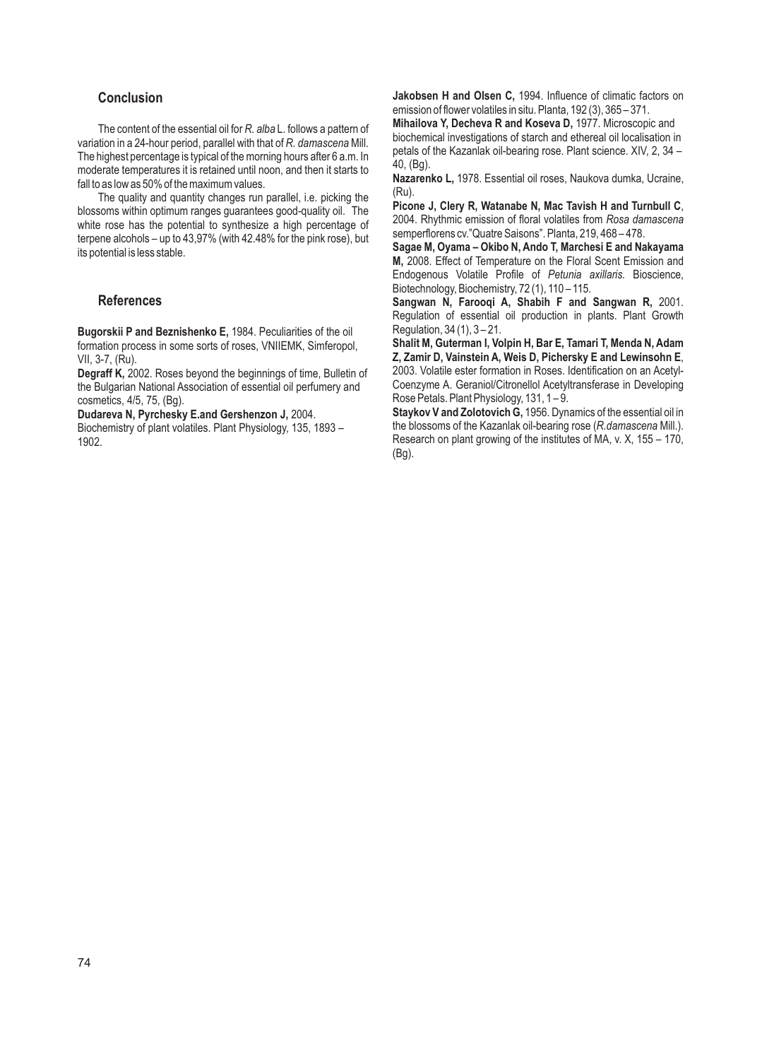## Conclusion

The content of the essential oil for *R. alba* L. follows a pattern of variation in a 24-hour period, parallel with that of *R. damascena* Mill. The highest percentage is typical of the morning hours after 6 a.m. In moderate temperatures it is retained until noon, and then it starts to fall to as low as 50% of the maximum values.

The quality and quantity changes run parallel, i.e. picking the blossoms within optimum ranges guarantees good-quality oil. The white rose has the potential to synthesize a high percentage of terpene alcohols – up to 43,97% (with 42.48% for the pink rose), but its potential is less stable.

## References

**Bugorskii P and Beznishenko E,** 1984. Peculiarities of the oil formation process in some sorts of roses, VNIIEMK, Simferopol, VII, 3-7, (Ru).

**Degraff K,** 2002. Roses beyond the beginnings of time, Bulletin of the Bulgarian National Association of essential oil perfumery and cosmetics, 4/5, 75, (Bg).

**Dudareva N, Pyrchesky E.and Gershenzon J,** 2004. Biochemistry of plant volatiles. Plant Physiology, 135, 1893 – 1902.

**Jakobsen H and Olsen C,** 1994. Influence of climatic factors on emission of flower volatiles in situ. Planta, 192 (3), 365 – 371.

**Mihailova Y, Decheva R and Koseva D,** 1977. Microscopic and biochemical investigations of starch and ethereal oil localisation in petals of the Kazanlak oil-bearing rose. Plant science. XIV, 2, 34 – 40, (Bg).

**Nazarenko L,** 1978. Essential oil roses, Naukova dumka, Ucraine, (Ru).

**Picone J, Clery R, Watanabe N, Mac Tavish H and Turnbull C**, 2004. Rhythmic emission of floral volatiles from *Rosa damascena* semperflorens cv."Quatre Saisons". Planta, 219, 468 – 478.

**Sagae M, Oyama – Okibo N, Ando T, Marchesi E and Nakayama M,** 2008. Effect of Temperature on the Floral Scent Emission and Endogenous Volatile Profile of *Petunia axillaris.* Bioscience, Biotechnology, Biochemistry, 72 (1), 110 – 115.

**Sangwan N, Farooqi A, Shabih F and Sangwan R,** 2001. Regulation of essential oil production in plants. Plant Growth Regulation, 34 (1), 3 – 21.

**Shalit M, Guterman I, Volpin H, Bar E, Tamari T, Menda N, Adam Z, Zamir D, Vainstein A, Weis D, Pichersky E and Lewinsohn E**, 2003. Volatile ester formation in Roses. Identification on an Acetyl-Coenzyme A. Geraniol/Citronellol Acetyltransferase in Developing Rose Petals. Plant Physiology, 131, 1 – 9.

**Staykov V and Zolotovich G,** 1956. Dynamics of the essential oil in the blossoms of the Kazanlak oil-bearing rose (*R.damascena* Mill.). Research on plant growing of the institutes of MA, v. X, 155 – 170, (Bg).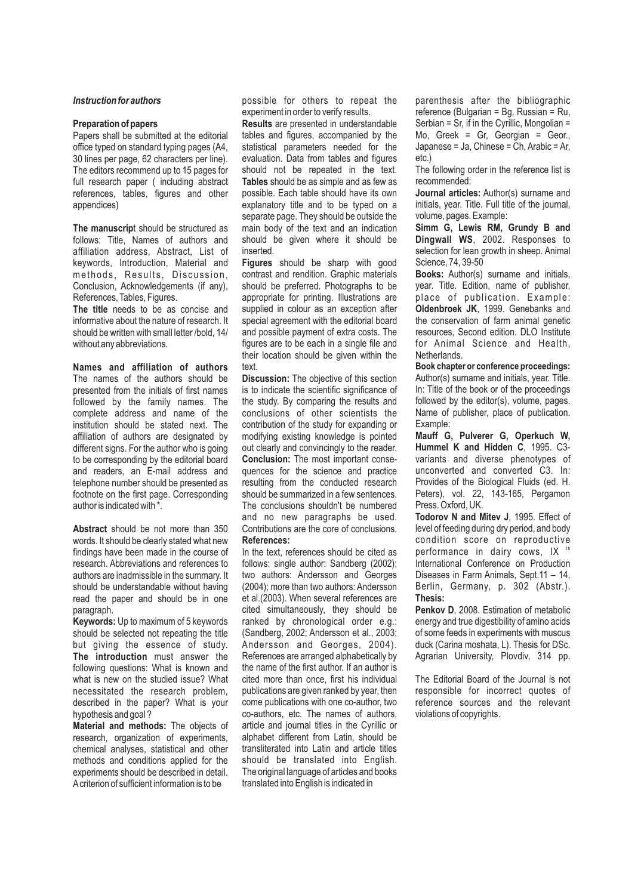### *Instruction for authors*

**Preparation of papers**

Papers shall be submitted at the editorial office typed on standard typing pages (A4, 30 lines per page, 62 characters per line). The editors recommend up to 15 pages for full research paper ( including abstract references, tables, figures and other appendices)

**The manuscrip**t should be structured as follows: Title, Names of authors and affiliation address, Abstract, List of keywords, Introduction, Material and methods, Results, Discussion, Conclusion, Acknowledgements (if any), References, Tables, Figures.

**The title** needs to be as concise and informative about the nature of research. It should be written with small letter /bold, 14/ without any abbreviations.

**Names and affiliation of authors** The names of the authors should be presented from the initials of first names followed by the family names. The complete address and name of the institution should be stated next. The affiliation of authors are designated by different signs. For the author who is going to be corresponding by the editorial board and readers, an E-mail address and telephone number should be presented as footnote on the first page. Corresponding author is indicated with *.

**Abstract** should be not more than 350 words. It should be clearly stated what new findings have been made in the course of research. Abbreviations and references to authors are inadmissible in the summary. It should be understandable without having read the paper and should be in one paragraph.

**Keywords:** Up to maximum of 5 keywords should be selected not repeating the title but giving the essence of study.

**The introduction** must answer the following questions: What is known and what is new on the studied issue? What necessitated the research problem, described in the paper? What is your hypothesis and goal ?

**Material and methods:** The objects of research, organization of experiments, chemical analyses, statistical and other methods and conditions applied for the experiments should be described in detail. A criterion of sufficient information is to be possible for others to repeat the experiment in order to verify results.

**Results** are presented in understandable tables and figures, accompanied by the statistical parameters needed for the evaluation. Data from tables and figures should not be repeated in the text.

**Tables** should be as simple and as few as possible. Each table should have its own explanatory title and to be typed on a separate page. They should be outside the main body of the text and an indication should be given where it should be inserted.

**Figures** should be sharp with good contrast and rendition. Graphic materials should be preferred. Photographs to be appropriate for printing. Illustrations are supplied in colour as an exception after special agreement with the editorial board and possible payment of extra costs. The figures are to be each in a single file and their location should be given within the text.

**Discussion:** The objective of this section is to indicate the scientific significance of the study. By comparing the results and conclusions of other scientists the contribution of the study for expanding or modifying existing knowledge is pointed out clearly and convincingly to the reader.

**Conclusion:** The most important consequences for the science and practice resulting from the conducted research should be summarized in a few sentences. The conclusions shouldn't be numbered and no new paragraphs be used. Contributions are the core of conclusions.

**References:**

In the text, references should be cited as follows: single author: Sandberg (2002); two authors: Andersson and Georges (2004); more than two authors: Andersson et al.(2003). When several references are cited simultaneously, they should be ranked by chronological order e.g.: (Sandberg, 2002; Andersson et al., 2003; Andersson and Georges, 2004). References are arranged alphabetically by the name of the first author. If an author is cited more than once, first his individual publications are given ranked by year, then come publications with one co-author, two co-authors, etc. The names of authors, article and journal titles in the Cyrillic or alphabet different from Latin, should be transliterated into Latin and article titles should be translated into English. The original language of articles and books translated into English is indicated in parenthesis after the bibliographic reference (Bulgarian = Bg, Russian = Ru, Serbian = Sr, if in the Cyrillic, Mongolian = Mo, Greek = Gr, Georgian = Geor., Japanese = Ja, Chinese = Ch, Arabic = Ar, etc.)

The following order in the reference list is recommended:

**Journal articles:** Author(s) surname and initials, year. Title. Full title of the journal, volume, pages. Example:

**Simm G, Lewis RM, Grundy B and Dingwall WS**, 2002. Responses to selection for lean growth in sheep. Animal Science, 74, 39-50

**Books:** Author(s) surname and initials, year. Title. Edition, name of publisher, place of publication. Example: **Oldenbroek JK**, 1999. Genebanks and the conservation of farm animal genetic resources, Second edition. DLO Institute for Animal Science and Health, Netherlands.

**Book chapter or conference proceedings:** Author(s) surname and initials, year. Title. In: Title of the book or of the proceedings followed by the editor(s), volume, pages. Name of publisher, place of publication. Example:

**Mauff G, Pulverer G, Operkuch W, Hummel K and Hidden C**, 1995. C3-variants and diverse phenotypes of unconverted and converted C3. In: Provides of the Biological Fluids (ed. H. Peters), vol. 22, 143-165, Pergamon Press. Oxford, UK.

**Todorov N and Mitev J**, 1995. Effect of level of feeding during dry period, and body condition score on reproductive performance in dairy cows, IX th International Conference on Production Diseases in Farm Animals, Sept.11 – 14, Berlin, Germany, p. 302 (Abstr.).

**Thesis:**

**Penkov D**, 2008. Estimation of metabolic energy and true digestibility of amino acids of some feeds in experiments with muscus duck (Carina moshata, L). Thesis for DSc. Agrarian University, Plovdiv, 314 pp.

The Editorial Board of the Journal is not responsible for incorrect quotes of reference sources and the relevant violations of copyrights.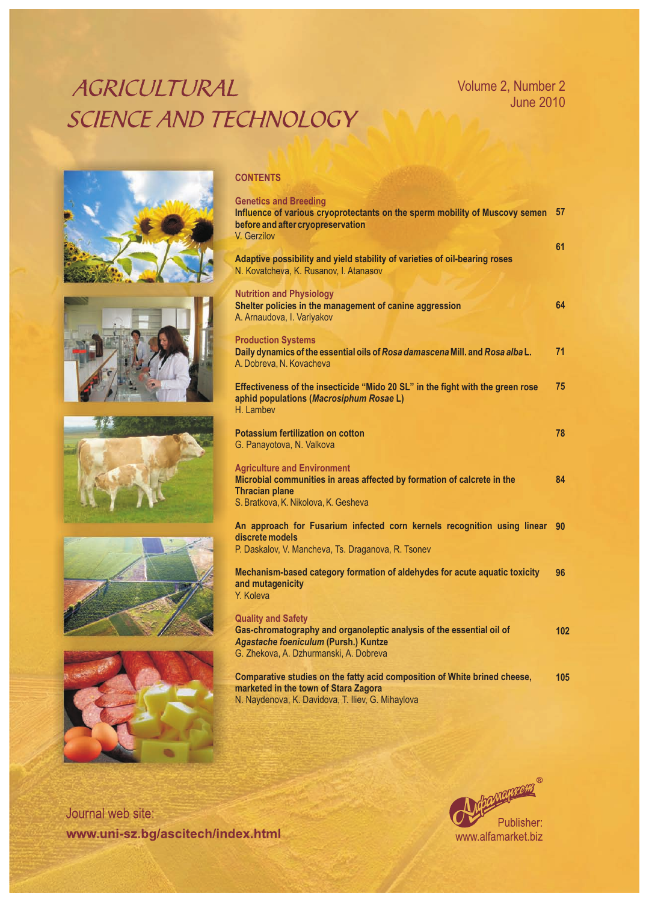# AGRICULTURAL SCIENCE AND TECHNOLOGY

Volume 2, Number 2
June 2010

## CONTENTS

### Genetics and Breeding

**Influence of various cryoprotectants on the sperm mobility of Muscovy semen before and after cryopreservation** 57
V. Gerzilov

**Adaptive possibility and yield stability of varieties of oil-bearing roses** 61
N. Kovatcheva, K. Rusanov, I. Atanasov

### Nutrition and Physiology

**Shelter policies in the management of canine aggression** 64
A. Arnaudova, I. Varlyakov

### Production Systems

**Daily dynamics of the essential oils of *Rosa damascena* Mill. and *Rosa alba* L.** 71
A. Dobreva, N. Kovacheva

**Effectiveness of the insecticide "Mido 20 SL" in the fight with the green rose aphid populations (*Macrosiphum Rosae* L)** 75
H. Lambev

**Potassium fertilization on cotton** 78
G. Panayotova, N. Valkova

### Agriculture and Environment

**Microbial communities in areas affected by formation of calcrete in the Thracian plane** 84
S. Bratkova, K. Nikolova, K. Gesheva

**An approach for Fusarium infected corn kernels recognition using linear discrete models** 90
P. Daskalov, V. Mancheva, Ts. Draganova, R. Tsonev

**Mechanism-based category formation of aldehydes for acute aquatic toxicity and mutagenicity** 96
Y. Koleva

### Quality and Safety

**Gas-chromatography and organoleptic analysis of the essential oil of *Agastache foeniculum* (Pursh.) Kuntze** 102
G. Zhekova, A. Dzhurmanski, A. Dobreva

**Comparative studies on the fatty acid composition of White brined cheese, marketed in the town of Stara Zagora** 105
N. Naydenova, K. Davidova, T. Iliev, G. Mihaylova

Journal web site:
**www.uni-sz.bg/ascitech/index.html**

Publisher:
www.alfamarket.biz